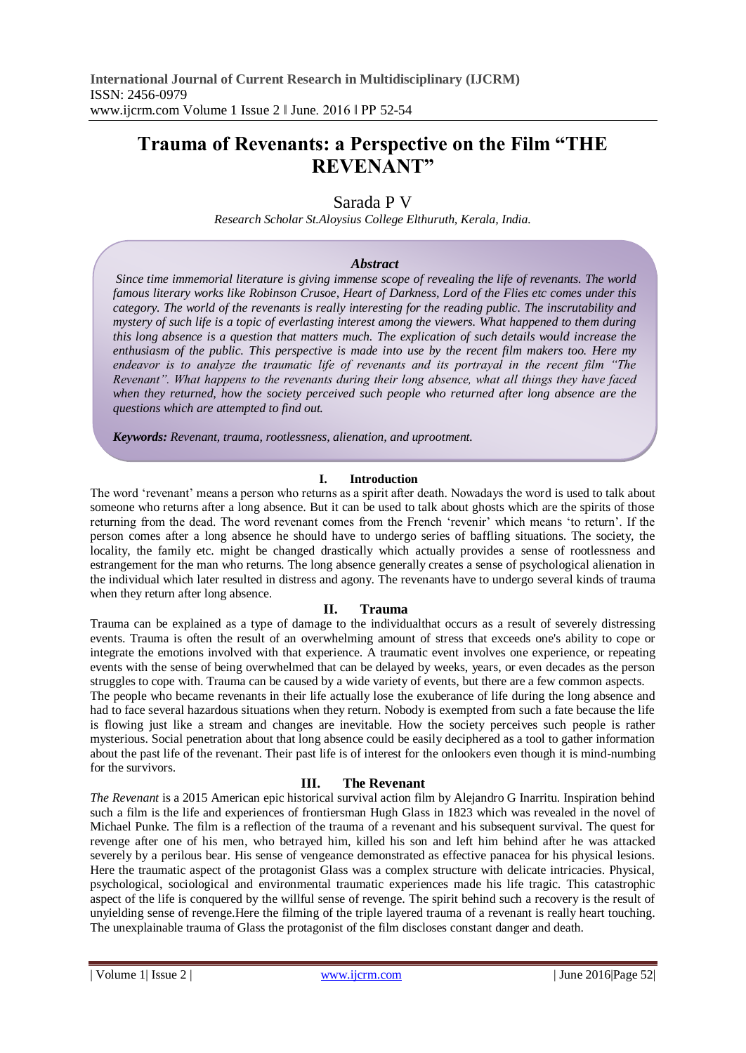**International Journal of Current Research in Multidisciplinary (IJCRM)**
ISSN: 2456-0979
www.ijcrm.com Volume 1 Issue 2 ǁ June. 2016 ǁ PP 52-54

# Trauma of Revenants: a Perspective on the Film "THE REVENANT"

Sarada P V

*Research Scholar St.Aloysius College Elthuruth, Kerala, India.*

***Abstract***

*Since time immemorial literature is giving immense scope of revealing the life of revenants. The world famous literary works like Robinson Crusoe, Heart of Darkness, Lord of the Flies etc comes under this category. The world of the revenants is really interesting for the reading public. The inscrutability and mystery of such life is a topic of everlasting interest among the viewers. What happened to them during this long absence is a question that matters much. The explication of such details would increase the enthusiasm of the public. This perspective is made into use by the recent film makers too. Here my endeavor is to analyze the traumatic life of revenants and its portrayal in the recent film "The Revenant". What happens to the revenants during their long absence, what all things they have faced when they returned, how the society perceived such people who returned after long absence are the questions which are attempted to find out.*

***Keywords:*** *Revenant, trauma, rootlessness, alienation, and uprootment.*

## I. Introduction

The word 'revenant' means a person who returns as a spirit after death. Nowadays the word is used to talk about someone who returns after a long absence. But it can be used to talk about ghosts which are the spirits of those returning from the dead. The word revenant comes from the French 'revenir' which means 'to return'. If the person comes after a long absence he should have to undergo series of baffling situations. The society, the locality, the family etc. might be changed drastically which actually provides a sense of rootlessness and estrangement for the man who returns. The long absence generally creates a sense of psychological alienation in the individual which later resulted in distress and agony. The revenants have to undergo several kinds of trauma when they return after long absence.

## II. Trauma

Trauma can be explained as a type of damage to the individualthat occurs as a result of severely distressing events. Trauma is often the result of an overwhelming amount of stress that exceeds one's ability to cope or integrate the emotions involved with that experience. A traumatic event involves one experience, or repeating events with the sense of being overwhelmed that can be delayed by weeks, years, or even decades as the person struggles to cope with. Trauma can be caused by a wide variety of events, but there are a few common aspects.

The people who became revenants in their life actually lose the exuberance of life during the long absence and had to face several hazardous situations when they return. Nobody is exempted from such a fate because the life is flowing just like a stream and changes are inevitable. How the society perceives such people is rather mysterious. Social penetration about that long absence could be easily deciphered as a tool to gather information about the past life of the revenant. Their past life is of interest for the onlookers even though it is mind-numbing for the survivors.

## III. The Revenant

*The Revenant* is a 2015 American epic historical survival action film by Alejandro G Inarritu. Inspiration behind such a film is the life and experiences of frontiersman Hugh Glass in 1823 which was revealed in the novel of Michael Punke. The film is a reflection of the trauma of a revenant and his subsequent survival. The quest for revenge after one of his men, who betrayed him, killed his son and left him behind after he was attacked severely by a perilous bear. His sense of vengeance demonstrated as effective panacea for his physical lesions. Here the traumatic aspect of the protagonist Glass was a complex structure with delicate intricacies. Physical, psychological, sociological and environmental traumatic experiences made his life tragic. This catastrophic aspect of the life is conquered by the willful sense of revenge. The spirit behind such a recovery is the result of unyielding sense of revenge.Here the filming of the triple layered trauma of a revenant is really heart touching. The unexplainable trauma of Glass the protagonist of the film discloses constant danger and death.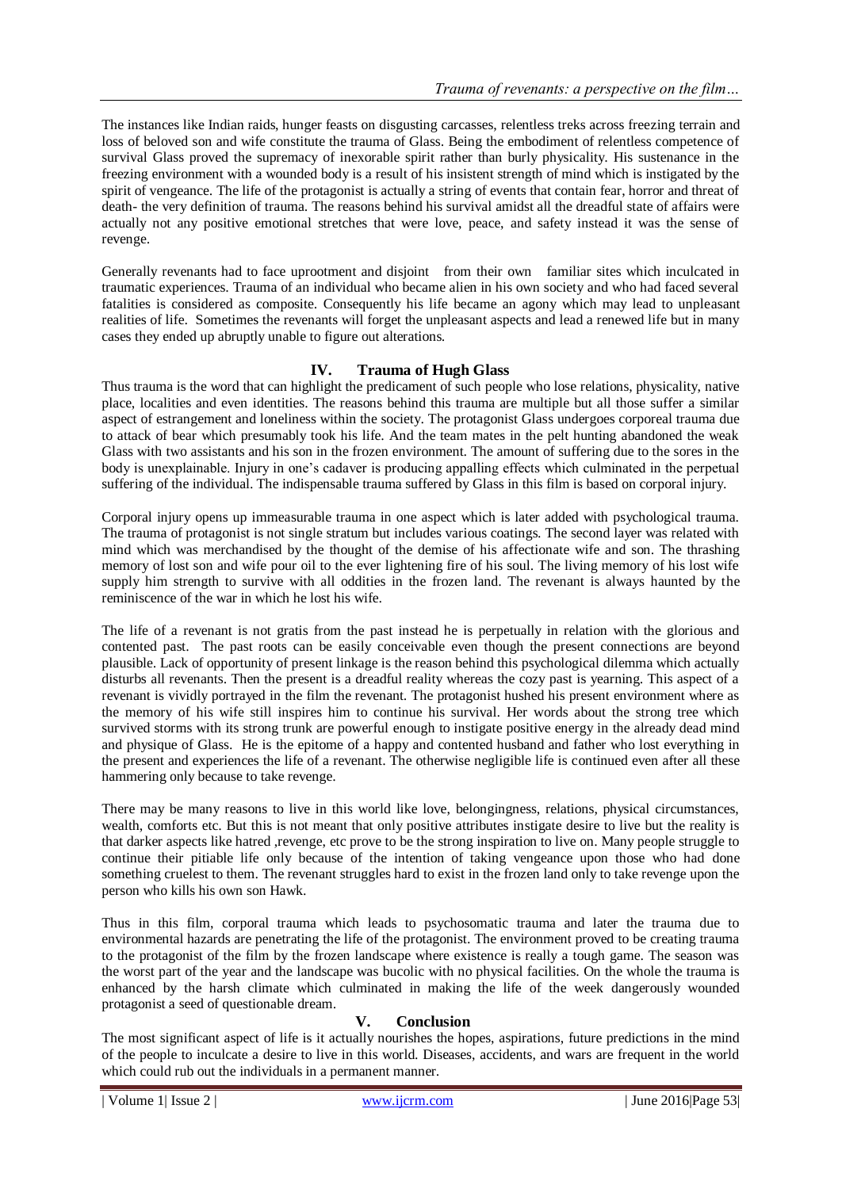The instances like Indian raids, hunger feasts on disgusting carcasses, relentless treks across freezing terrain and loss of beloved son and wife constitute the trauma of Glass. Being the embodiment of relentless competence of survival Glass proved the supremacy of inexorable spirit rather than burly physicality. His sustenance in the freezing environment with a wounded body is a result of his insistent strength of mind which is instigated by the spirit of vengeance. The life of the protagonist is actually a string of events that contain fear, horror and threat of death- the very definition of trauma. The reasons behind his survival amidst all the dreadful state of affairs were actually not any positive emotional stretches that were love, peace, and safety instead it was the sense of revenge.

Generally revenants had to face uprootment and disjoint from their own familiar sites which inculcated in traumatic experiences. Trauma of an individual who became alien in his own society and who had faced several fatalities is considered as composite. Consequently his life became an agony which may lead to unpleasant realities of life. Sometimes the revenants will forget the unpleasant aspects and lead a renewed life but in many cases they ended up abruptly unable to figure out alterations.

## IV. Trauma of Hugh Glass

Thus trauma is the word that can highlight the predicament of such people who lose relations, physicality, native place, localities and even identities. The reasons behind this trauma are multiple but all those suffer a similar aspect of estrangement and loneliness within the society. The protagonist Glass undergoes corporeal trauma due to attack of bear which presumably took his life. And the team mates in the pelt hunting abandoned the weak Glass with two assistants and his son in the frozen environment. The amount of suffering due to the sores in the body is unexplainable. Injury in one's cadaver is producing appalling effects which culminated in the perpetual suffering of the individual. The indispensable trauma suffered by Glass in this film is based on corporal injury.

Corporal injury opens up immeasurable trauma in one aspect which is later added with psychological trauma. The trauma of protagonist is not single stratum but includes various coatings. The second layer was related with mind which was merchandised by the thought of the demise of his affectionate wife and son. The thrashing memory of lost son and wife pour oil to the ever lightening fire of his soul. The living memory of his lost wife supply him strength to survive with all oddities in the frozen land. The revenant is always haunted by the reminiscence of the war in which he lost his wife.

The life of a revenant is not gratis from the past instead he is perpetually in relation with the glorious and contented past. The past roots can be easily conceivable even though the present connections are beyond plausible. Lack of opportunity of present linkage is the reason behind this psychological dilemma which actually disturbs all revenants. Then the present is a dreadful reality whereas the cozy past is yearning. This aspect of a revenant is vividly portrayed in the film the revenant. The protagonist hushed his present environment where as the memory of his wife still inspires him to continue his survival. Her words about the strong tree which survived storms with its strong trunk are powerful enough to instigate positive energy in the already dead mind and physique of Glass. He is the epitome of a happy and contented husband and father who lost everything in the present and experiences the life of a revenant. The otherwise negligible life is continued even after all these hammering only because to take revenge.

There may be many reasons to live in this world like love, belongingness, relations, physical circumstances, wealth, comforts etc. But this is not meant that only positive attributes instigate desire to live but the reality is that darker aspects like hatred ,revenge, etc prove to be the strong inspiration to live on. Many people struggle to continue their pitiable life only because of the intention of taking vengeance upon those who had done something cruelest to them. The revenant struggles hard to exist in the frozen land only to take revenge upon the person who kills his own son Hawk.

Thus in this film, corporal trauma which leads to psychosomatic trauma and later the trauma due to environmental hazards are penetrating the life of the protagonist. The environment proved to be creating trauma to the protagonist of the film by the frozen landscape where existence is really a tough game. The season was the worst part of the year and the landscape was bucolic with no physical facilities. On the whole the trauma is enhanced by the harsh climate which culminated in making the life of the week dangerously wounded protagonist a seed of questionable dream.

## V. Conclusion

The most significant aspect of life is it actually nourishes the hopes, aspirations, future predictions in the mind of the people to inculcate a desire to live in this world. Diseases, accidents, and wars are frequent in the world which could rub out the individuals in a permanent manner.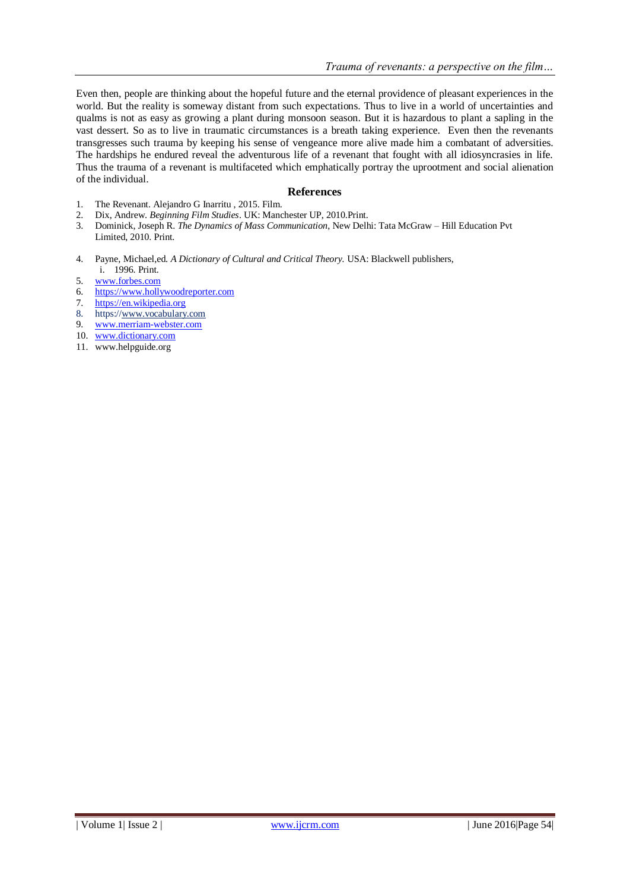Even then, people are thinking about the hopeful future and the eternal providence of pleasant experiences in the world. But the reality is someway distant from such expectations. Thus to live in a world of uncertainties and qualms is not as easy as growing a plant during monsoon season. But it is hazardous to plant a sapling in the vast dessert. So as to live in traumatic circumstances is a breath taking experience. Even then the revenants transgresses such trauma by keeping his sense of vengeance more alive made him a combatant of adversities. The hardships he endured reveal the adventurous life of a revenant that fought with all idiosyncrasies in life. Thus the trauma of a revenant is multifaceted which emphatically portray the uprootment and social alienation of the individual.

## References

1. The Revenant. Alejandro G Inarritu , 2015. Film.
2. Dix, Andrew. *Beginning Film Studies*. UK: Manchester UP, 2010.Print.
3. Dominick, Joseph R. *The Dynamics of Mass Communication*, New Delhi: Tata McGraw – Hill Education Pvt Limited, 2010. Print.
4. Payne, Michael,ed. *A Dictionary of Cultural and Critical Theory.* USA: Blackwell publishers,
   i. 1996. Print.
5. www.forbes.com
6. https://www.hollywoodreporter.com
7. https://en.wikipedia.org
8. https://www.vocabulary.com
9. www.merriam-webster.com
10. www.dictionary.com
11. www.helpguide.org